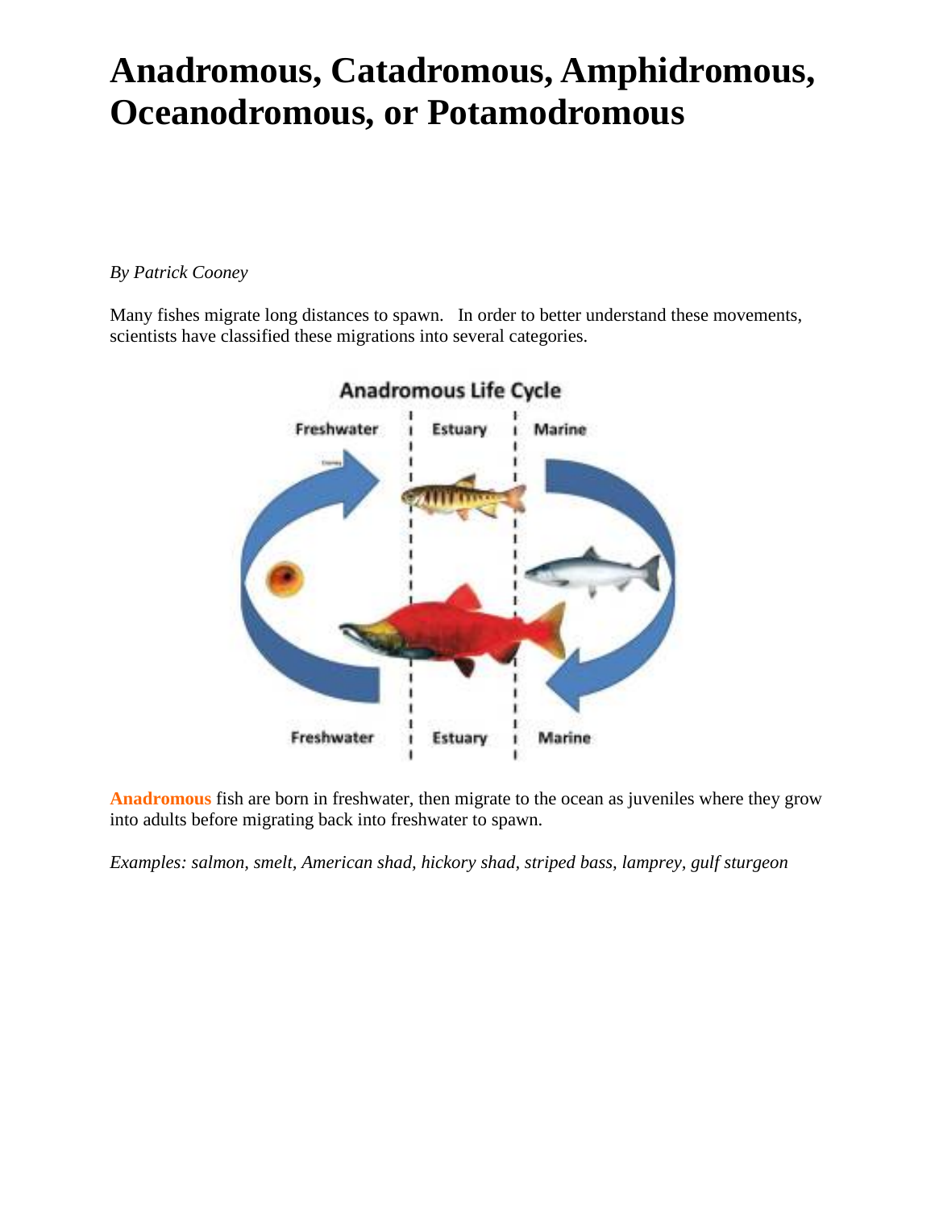# Anadromous, Catadromous, Amphidromous, Oceanodromous, or Potamodromous

*By Patrick Cooney*

Many fishes migrate long distances to spawn. In order to better understand these movements, scientists have classified these migrations into several categories.

**Anadromous** fish are born in freshwater, then migrate to the ocean as juveniles where they grow into adults before migrating back into freshwater to spawn.

*Examples: salmon, smelt, American shad, hickory shad, striped bass, lamprey, gulf sturgeon*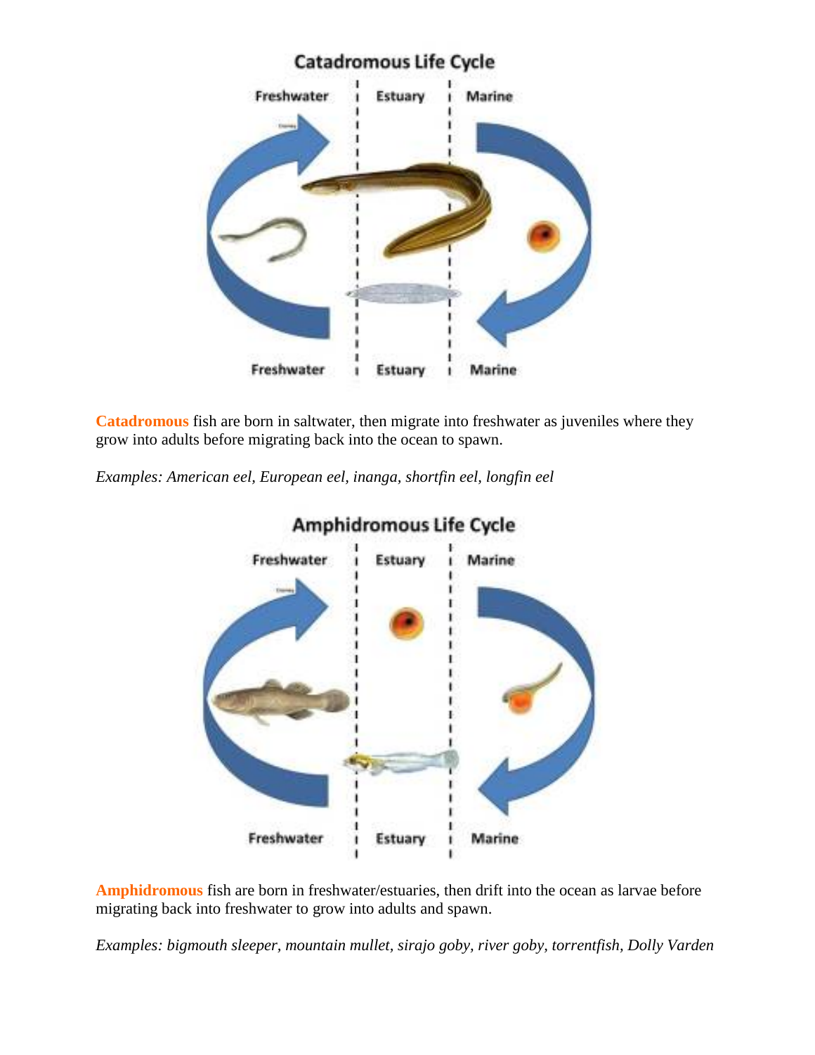**Catadromous** fish are born in saltwater, then migrate into freshwater as juveniles where they grow into adults before migrating back into the ocean to spawn.

*Examples: American eel, European eel, inanga, shortfin eel, longfin eel*

**Amphidromous** fish are born in freshwater/estuaries, then drift into the ocean as larvae before migrating back into freshwater to grow into adults and spawn.

*Examples: bigmouth sleeper, mountain mullet, sirajo goby, river goby, torrentfish, Dolly Varden*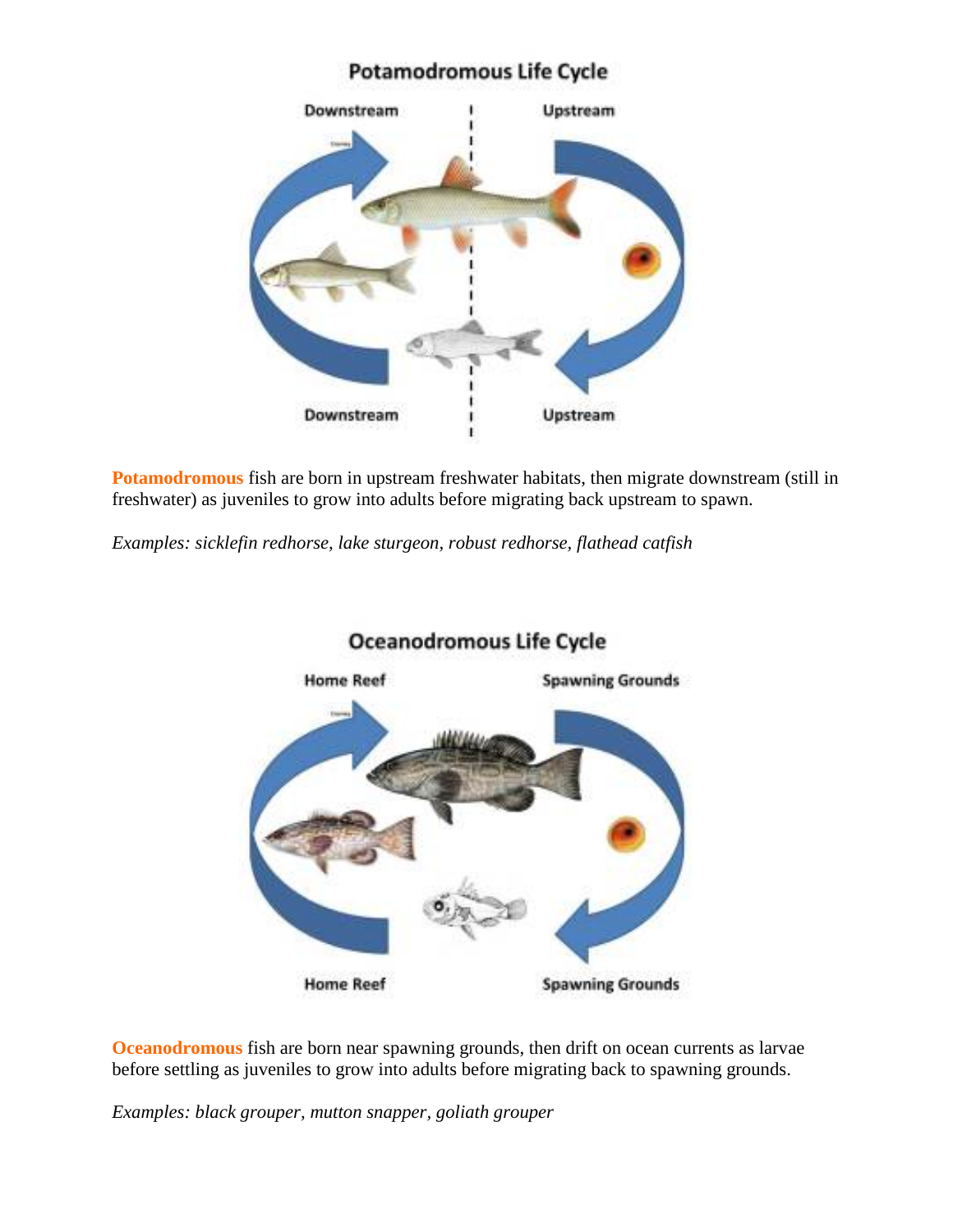## Potamodromous Life Cycle

Downstream | Upstream

Downstream | Upstream

**Potamodromous** fish are born in upstream freshwater habitats, then migrate downstream (still in freshwater) as juveniles to grow into adults before migrating back upstream to spawn.

*Examples: sicklefin redhorse, lake sturgeon, robust redhorse, flathead catfish*

## Oceanodromous Life Cycle

Home Reef | Spawning Grounds

Home Reef | Spawning Grounds

**Oceanodromous** fish are born near spawning grounds, then drift on ocean currents as larvae before settling as juveniles to grow into adults before migrating back to spawning grounds.

*Examples: black grouper, mutton snapper, goliath grouper*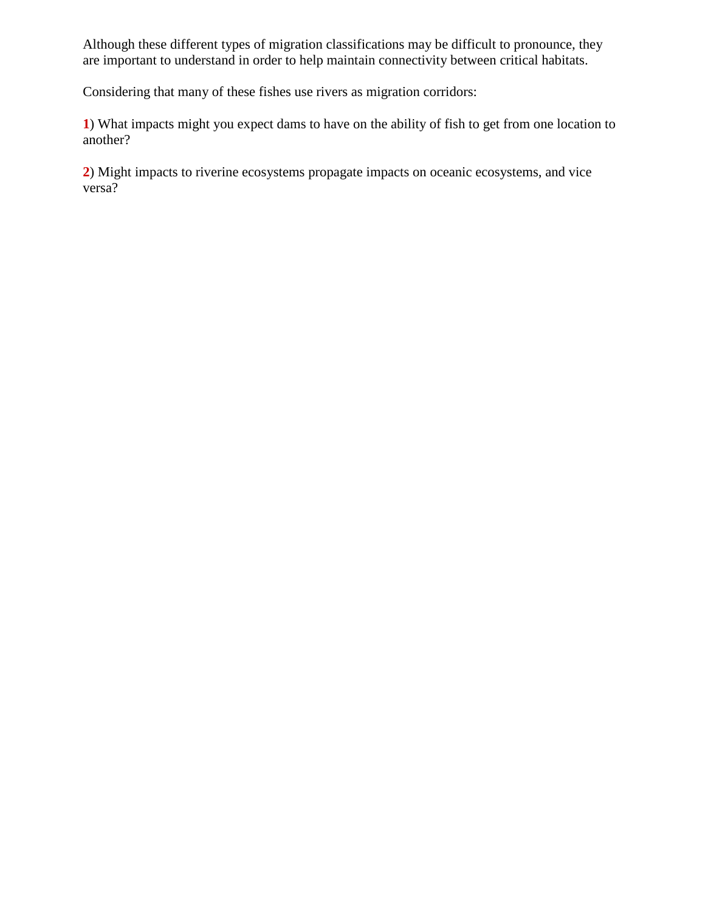Although these different types of migration classifications may be difficult to pronounce, they are important to understand in order to help maintain connectivity between critical habitats.

Considering that many of these fishes use rivers as migration corridors:

**1**) What impacts might you expect dams to have on the ability of fish to get from one location to another?

**2**) Might impacts to riverine ecosystems propagate impacts on oceanic ecosystems, and vice versa?